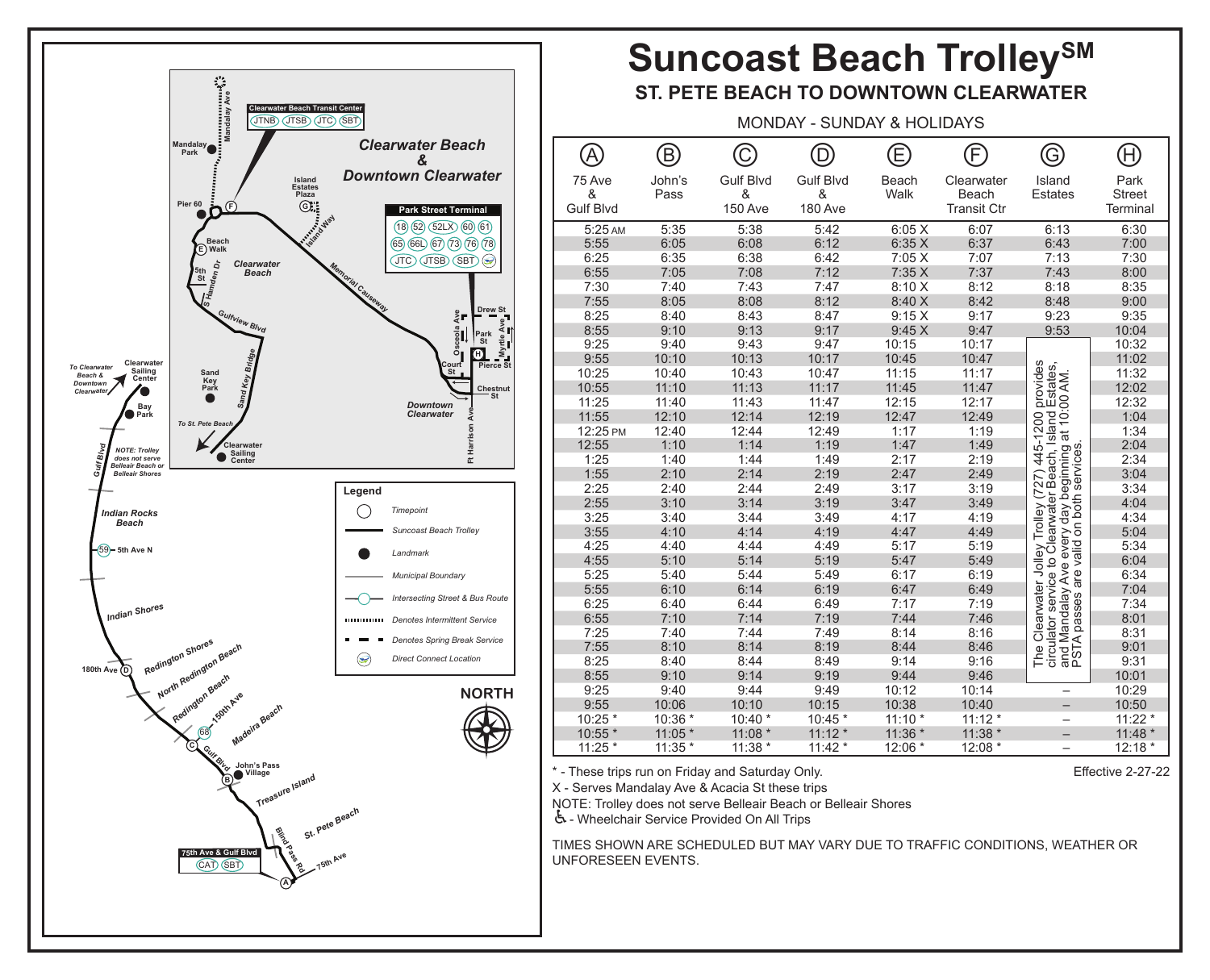# Suncoast Beach Trolley℠

## ST. PETE BEACH TO DOWNTOWN CLEARWATER

MONDAY - SUNDAY & HOLIDAYS

| (A) 75 Ave & Gulf Blvd | (B) John's Pass | (C) Gulf Blvd & 150 Ave | (D) Gulf Blvd & 180 Ave | (E) Beach Walk | (F) Clearwater Beach Transit Ctr | (G) Island Estates | (H) Park Street Terminal |
|---|---|---|---|---|---|---|---|
| 5:25 AM | 5:35 | 5:38 | 5:42 | 6:05 X | 6:07 | 6:13 | 6:30 |
| 5:55 | 6:05 | 6:08 | 6:12 | 6:35 X | 6:37 | 6:43 | 7:00 |
| 6:25 | 6:35 | 6:38 | 6:42 | 7:05 X | 7:07 | 7:13 | 7:30 |
| 6:55 | 7:05 | 7:08 | 7:12 | 7:35 X | 7:37 | 7:43 | 8:00 |
| 7:30 | 7:40 | 7:43 | 7:47 | 8:10 X | 8:12 | 8:18 | 8:35 |
| 7:55 | 8:05 | 8:08 | 8:12 | 8:40 X | 8:42 | 8:48 | 9:00 |
| 8:25 | 8:40 | 8:43 | 8:47 | 9:15 X | 9:17 | 9:23 | 9:35 |
| 8:55 | 9:10 | 9:13 | 9:17 | 9:45 X | 9:47 | 9:53 | 10:04 |
| 9:25 | 9:40 | 9:43 | 9:47 | 10:15 | 10:17 | The Clearwater Jolley Trolley (727) 445-1200 provides circulator service to Clearwater Beach, Island Estates, and Mandalay Ave every day beginning at 10:00 AM. PSTA passes are valid on both services. | 10:32 |
| 9:55 | 10:10 | 10:13 | 10:17 | 10:45 | 10:47 | | 11:02 |
| 10:25 | 10:40 | 10:43 | 10:47 | 11:15 | 11:17 | | 11:32 |
| 10:55 | 11:10 | 11:13 | 11:17 | 11:45 | 11:47 | | 12:02 |
| 11:25 | 11:40 | 11:43 | 11:47 | 12:15 | 12:17 | | 12:32 |
| 11:55 | 12:10 | 12:14 | 12:19 | 12:47 | 12:49 | | 1:04 |
| 12:25 PM | 12:40 | 12:44 | 12:49 | 1:17 | 1:19 | | 1:34 |
| 12:55 | 1:10 | 1:14 | 1:19 | 1:47 | 1:49 | | 2:04 |
| 1:25 | 1:40 | 1:44 | 1:49 | 2:17 | 2:19 | | 2:34 |
| 1:55 | 2:10 | 2:14 | 2:19 | 2:47 | 2:49 | | 3:04 |
| 2:25 | 2:40 | 2:44 | 2:49 | 3:17 | 3:19 | | 3:34 |
| 2:55 | 3:10 | 3:14 | 3:19 | 3:47 | 3:49 | | 4:04 |
| 3:25 | 3:40 | 3:44 | 3:49 | 4:17 | 4:19 | | 4:34 |
| 3:55 | 4:10 | 4:14 | 4:19 | 4:47 | 4:49 | | 5:04 |
| 4:25 | 4:40 | 4:44 | 4:49 | 5:17 | 5:19 | | 5:34 |
| 4:55 | 5:10 | 5:14 | 5:19 | 5:47 | 5:49 | | 6:04 |
| 5:25 | 5:40 | 5:44 | 5:49 | 6:17 | 6:19 | | 6:34 |
| 5:55 | 6:10 | 6:14 | 6:19 | 6:47 | 6:49 | | 7:04 |
| 6:25 | 6:40 | 6:44 | 6:49 | 7:17 | 7:19 | | 7:34 |
| 6:55 | 7:10 | 7:14 | 7:19 | 7:44 | 7:46 | | 8:01 |
| 7:25 | 7:40 | 7:44 | 7:49 | 8:14 | 8:16 | | 8:31 |
| 7:55 | 8:10 | 8:14 | 8:19 | 8:44 | 8:46 | | 9:01 |
| 8:25 | 8:40 | 8:44 | 8:49 | 9:14 | 9:16 | | 9:31 |
| 8:55 | 9:10 | 9:14 | 9:19 | 9:44 | 9:46 | | 10:01 |
| 9:25 | 9:40 | 9:44 | 9:49 | 10:12 | 10:14 | – | 10:29 |
| 9:55 | 10:06 | 10:10 | 10:15 | 10:38 | 10:40 | – | 10:50 |
| 10:25 * | 10:36 * | 10:40 * | 10:45 * | 11:10 * | 11:12 * | – | 11:22 * |
| 10:55 * | 11:05 * | 11:08 * | 11:12 * | 11:36 * | 11:38 * | – | 11:48 * |
| 11:25 * | 11:35 * | 11:38 * | 11:42 * | 12:06 * | 12:08 * | – | 12:18 * |

* - These trips run on Friday and Saturday Only.

X - Serves Mandalay Ave & Acacia St these trips

NOTE: Trolley does not serve Belleair Beach or Belleair Shores

♿ - Wheelchair Service Provided On All Trips

Effective 2-27-22

TIMES SHOWN ARE SCHEDULED BUT MAY VARY DUE TO TRAFFIC CONDITIONS, WEATHER OR UNFORESEEN EVENTS.

**Map: Clearwater Beach & Downtown Clearwater**

Clearwater Beach Transit Center: JTNB, JTSB, JTC, SBT

Park Street Terminal: 18, 52, 52LX, 60, 61, 65, 66L, 67, 73, 76, 78, JTC, JTSB, SBT

75th Ave & Gulf Blvd: CAT, SBT

NOTE: Trolley does not serve Belleair Beach or Belleair Shores

**Legend**

- Timepoint
- Suncoast Beach Trolley
- Landmark
- Municipal Boundary
- Intersecting Street & Bus Route
- Denotes Intermittent Service
- Denotes Spring Break Service
- Direct Connect Location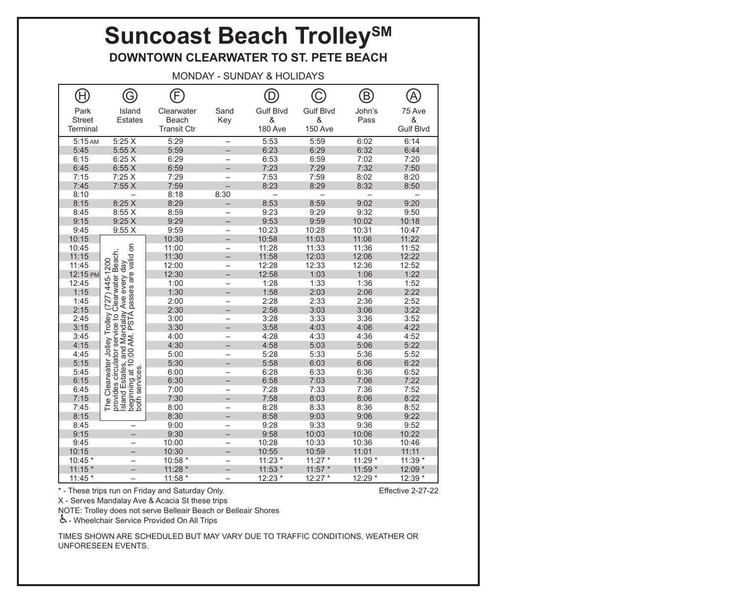# Suncoast Beach Trolley℠

## DOWNTOWN CLEARWATER TO ST. PETE BEACH

MONDAY - SUNDAY & HOLIDAYS

| (H) Park Street Terminal | (G) Island Estates | (F) Clearwater Beach Transit Ctr | Sand Key | (D) Gulf Blvd & 180 Ave | (C) Gulf Blvd & 150 Ave | (B) John's Pass | (A) 75 Ave & Gulf Blvd |
|---|---|---|---|---|---|---|---|
| 5:15 AM | 5:25 X | 5:29 | – | 5:53 | 5:59 | 6:02 | 6:14 |
| 5:45 | 5:55 X | 5:59 | – | 6:23 | 6:29 | 6:32 | 6:44 |
| 6:15 | 6:25 X | 6:29 | – | 6:53 | 6:59 | 7:02 | 7:20 |
| 6:45 | 6:55 X | 6:59 | – | 7:23 | 7:29 | 7:32 | 7:50 |
| 7:15 | 7:25 X | 7:29 | – | 7:53 | 7:59 | 8:02 | 8:20 |
| 7:45 | 7:55 X | 7:59 | – | 8:23 | 8:29 | 8:32 | 8:50 |
| 8:10 | – | 8:18 | 8:30 | – | – | – | – |
| 8:15 | 8:25 X | 8:29 | – | 8:53 | 8:59 | 9:02 | 9:20 |
| 8:45 | 8:55 X | 8:59 | – | 9:23 | 9:29 | 9:32 | 9:50 |
| 9:15 | 9:25 X | 9:29 | – | 9:53 | 9:59 | 10:02 | 10:18 |
| 9:45 | 9:55 X | 9:59 | – | 10:23 | 10:28 | 10:31 | 10:47 |
| 10:15 | The Clearwater Jolley Trolley (727) 445-1200 provides circulator service to Clearwater Beach, Island Estates, and Mandalay Ave every day beginning at 10:00 AM. PSTA passes are valid on both services. | 10:30 | – | 10:58 | 11:03 | 11:06 | 11:22 |
| 10:45 | | 11:00 | – | 11:28 | 11:33 | 11:36 | 11:52 |
| 11:15 | | 11:30 | – | 11:58 | 12:03 | 12:06 | 12:22 |
| 11:45 | | 12:00 | – | 12:28 | 12:33 | 12:36 | 12:52 |
| 12:15 PM | | 12:30 | – | 12:58 | 1:03 | 1:06 | 1:22 |
| 12:45 | | 1:00 | – | 1:28 | 1:33 | 1:36 | 1:52 |
| 1:15 | | 1:30 | – | 1:58 | 2:03 | 2:06 | 2:22 |
| 1:45 | | 2:00 | – | 2:28 | 2:33 | 2:36 | 2:52 |
| 2:15 | | 2:30 | – | 2:58 | 3:03 | 3:06 | 3:22 |
| 2:45 | | 3:00 | – | 3:28 | 3:33 | 3:36 | 3:52 |
| 3:15 | | 3:30 | – | 3:58 | 4:03 | 4:06 | 4:22 |
| 3:45 | | 4:00 | – | 4:28 | 4:33 | 4:36 | 4:52 |
| 4:15 | | 4:30 | – | 4:58 | 5:03 | 5:06 | 5:22 |
| 4:45 | | 5:00 | – | 5:28 | 5:33 | 5:36 | 5:52 |
| 5:15 | | 5:30 | – | 5:58 | 6:03 | 6:06 | 6:22 |
| 5:45 | | 6:00 | – | 6:28 | 6:33 | 6:36 | 6:52 |
| 6:15 | | 6:30 | – | 6:58 | 7:03 | 7:06 | 7:22 |
| 6:45 | | 7:00 | – | 7:28 | 7:33 | 7:36 | 7:52 |
| 7:15 | | 7:30 | – | 7:58 | 8:03 | 8:06 | 8:22 |
| 7:45 | | 8:00 | – | 8:28 | 8:33 | 8:36 | 8:52 |
| 8:15 | | 8:30 | – | 8:58 | 9:03 | 9:06 | 9:22 |
| 8:45 | – | 9:00 | – | 9:28 | 9:33 | 9:36 | 9:52 |
| 9:15 | – | 9:30 | – | 9:58 | 10:03 | 10:06 | 10:22 |
| 9:45 | – | 10:00 | – | 10:28 | 10:33 | 10:36 | 10:46 |
| 10:15 | – | 10:30 | – | 10:55 | 10:59 | 11:01 | 11:11 |
| 10:45 * | – | 10:58 * | – | 11:23 * | 11:27 * | 11:29 * | 11:39 * |
| 11:15 * | – | 11:28 * | – | 11:53 * | 11:57 * | 11:59 * | 12:09 * |
| 11:45 * | – | 11:58 * | – | 12:23 * | 12:27 * | 12:29 * | 12:39 * |

* - These trips run on Friday and Saturday Only.

Effective 2-27-22

X - Serves Mandalay Ave & Acacia St these trips

NOTE: Trolley does not serve Belleair Beach or Belleair Shores

♿ - Wheelchair Service Provided On All Trips

TIMES SHOWN ARE SCHEDULED BUT MAY VARY DUE TO TRAFFIC CONDITIONS, WEATHER OR UNFORESEEN EVENTS.